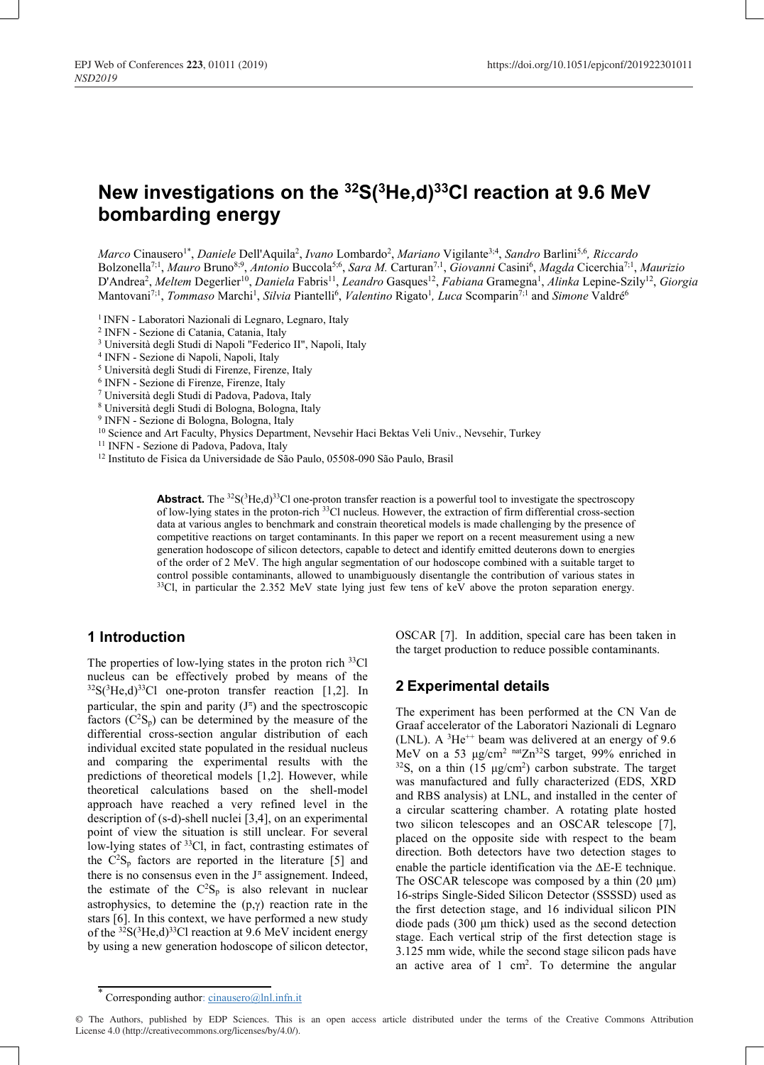# New investigations on the $^{32}S(^{3}He,d)^{33}Cl$ reaction at 9.6 MeV bombarding energy

*Marco* Cinausero[1*], *Daniele* Dell'Aquila[2], *Ivano* Lombardo[2], *Mariano* Vigilante[3,4], *Sandro* Barlini[5,6], *Riccardo* Bolzonella[7,1], *Mauro* Bruno[8,9], *Antonio* Buccola[5,6], *Sara M.* Carturan[7,1], *Giovanni* Casini[6], *Magda* Cicerchia[7,1], *Maurizio* D'Andrea[2], *Meltem* Degerlier[10], *Daniela* Fabris[11], *Leandro* Gasques[12], *Fabiana* Gramegna[1], *Alinka* Lepine-Szily[12], *Giorgia* Mantovani[7,1], *Tommaso* Marchi[1], *Silvia* Piantelli[6], *Valentino* Rigato[1], *Luca* Scomparin[7,1] and *Simone* Valdré[6]

[1] INFN - Laboratori Nazionali di Legnaro, Legnaro, Italy
[2] INFN - Sezione di Catania, Catania, Italy
[3] Università degli Studi di Napoli "Federico II", Napoli, Italy
[4] INFN - Sezione di Napoli, Napoli, Italy
[5] Università degli Studi di Firenze, Firenze, Italy
[6] INFN - Sezione di Firenze, Firenze, Italy
[7] Università degli Studi di Padova, Padova, Italy
[8] Università degli Studi di Bologna, Bologna, Italy
[9] INFN - Sezione di Bologna, Bologna, Italy
[10] Science and Art Faculty, Physics Department, Nevsehir Haci Bektas Veli Univ., Nevsehir, Turkey
[11] INFN - Sezione di Padova, Padova, Italy
[12] Instituto de Fisica da Universidade de São Paulo, 05508-090 São Paulo, Brasil

**Abstract.** The $^{32}S(^{3}He,d)^{33}Cl$ one-proton transfer reaction is a powerful tool to investigate the spectroscopy of low-lying states in the proton-rich $^{33}Cl$ nucleus. However, the extraction of firm differential cross-section data at various angles to benchmark and constrain theoretical models is made challenging by the presence of competitive reactions on target contaminants. In this paper we report on a recent measurement using a new generation hodoscope of silicon detectors, capable to detect and identify emitted deuterons down to energies of the order of 2 MeV. The high angular segmentation of our hodoscope combined with a suitable target to control possible contaminants, allowed to unambiguously disentangle the contribution of various states in $^{33}Cl$, in particular the 2.352 MeV state lying just few tens of keV above the proton separation energy.

## 1 Introduction

The properties of low-lying states in the proton rich $^{33}Cl$ nucleus can be effectively probed by means of the $^{32}S(^{3}He,d)^{33}Cl$ one-proton transfer reaction [1,2]. In particular, the spin and parity ($J^{\pi}$) and the spectroscopic factors ($C^2S_p$) can be determined by the measure of the differential cross-section angular distribution of each individual excited state populated in the residual nucleus and comparing the experimental results with the predictions of theoretical models [1,2]. However, while theoretical calculations based on the shell-model approach have reached a very refined level in the description of (s-d)-shell nuclei [3,4], on an experimental point of view the situation is still unclear. For several low-lying states of $^{33}Cl$, in fact, contrasting estimates of the $C^2S_p$ factors are reported in the literature [5] and there is no consensus even in the $J^{\pi}$ assignement. Indeed, the estimate of the $C^2S_p$ is also relevant in nuclear astrophysics, to detemine the (p,γ) reaction rate in the stars [6]. In this context, we have performed a new study of the $^{32}S(^{3}He,d)^{33}Cl$ reaction at 9.6 MeV incident energy by using a new generation hodoscope of silicon detector, OSCAR [7]. In addition, special care has been taken in the target production to reduce possible contaminants.

## 2 Experimental details

The experiment has been performed at the CN Van de Graaf accelerator of the Laboratori Nazionali di Legnaro (LNL). A $^{3}He^{++}$ beam was delivered at an energy of 9.6 MeV on a 53 μg/cm² $^{nat}Zn^{32}S$ target, 99% enriched in $^{32}S$, on a thin (15 μg/cm²) carbon substrate. The target was manufactured and fully characterized (EDS, XRD and RBS analysis) at LNL, and installed in the center of a circular scattering chamber. A rotating plate hosted two silicon telescopes and an OSCAR telescope [7], placed on the opposite side with respect to the beam direction. Both detectors have two detection stages to enable the particle identification via the ΔE-E technique. The OSCAR telescope was composed by a thin (20 μm) 16-strips Single-Sided Silicon Detector (SSSSD) used as the first detection stage, and 16 individual silicon PIN diode pads (300 μm thick) used as the second detection stage. Each vertical strip of the first detection stage is 3.125 mm wide, while the second stage silicon pads have an active area of 1 cm². To determine the angular

* Corresponding author: cinausero@lnl.infn.it

© The Authors, published by EDP Sciences. This is an open access article distributed under the terms of the Creative Commons Attribution License 4.0 (http://creativecommons.org/licenses/by/4.0/).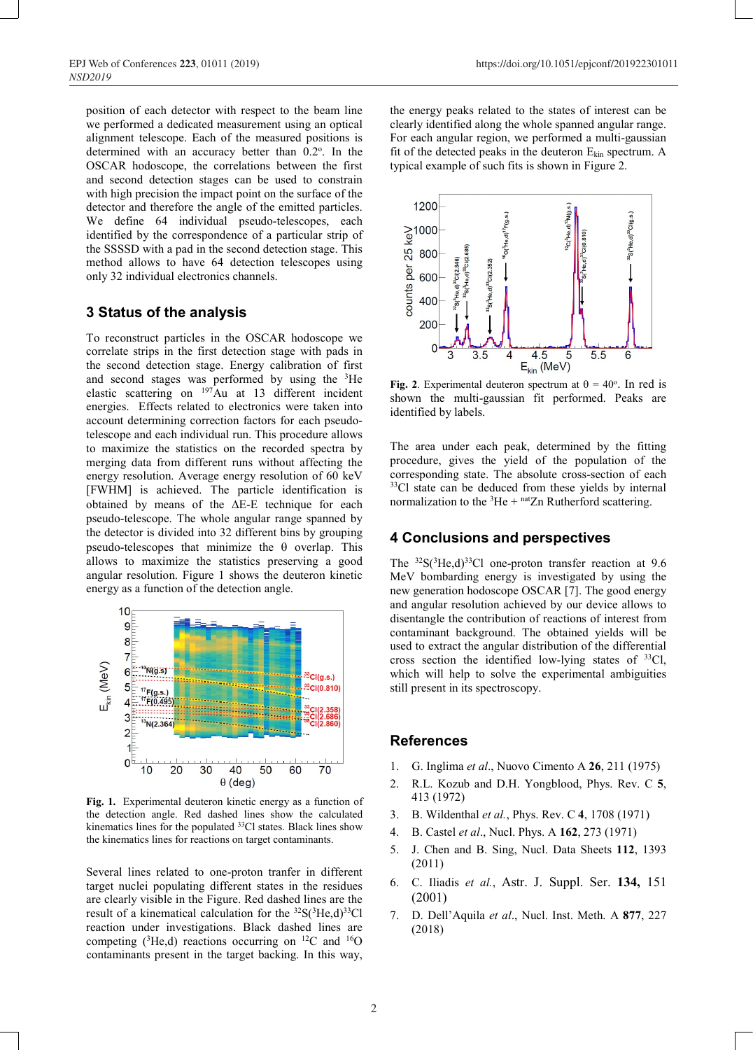position of each detector with respect to the beam line we performed a dedicated measurement using an optical alignment telescope. Each of the measured positions is determined with an accuracy better than 0.2°. In the OSCAR hodoscope, the correlations between the first and second detection stages can be used to constrain with high precision the impact point on the surface of the detector and therefore the angle of the emitted particles. We define 64 individual pseudo-telescopes, each identified by the correspondence of a particular strip of the SSSSD with a pad in the second detection stage. This method allows to have 64 detection telescopes using only 32 individual electronics channels.

## 3 Status of the analysis

To reconstruct particles in the OSCAR hodoscope we correlate strips in the first detection stage with pads in the second detection stage. Energy calibration of first and second stages was performed by using the $^{3}$He elastic scattering on $^{197}$Au at 13 different incident energies. Effects related to electronics were taken into account determining correction factors for each pseudo-telescope and each individual run. This procedure allows to maximize the statistics on the recorded spectra by merging data from different runs without affecting the energy resolution. Average energy resolution of 60 keV [FWHM] is achieved. The particle identification is obtained by means of the ΔE-E technique for each pseudo-telescope. The whole angular range spanned by the detector is divided into 32 different bins by grouping pseudo-telescopes that minimize the θ overlap. This allows to maximize the statistics preserving a good angular resolution. Figure 1 shows the deuteron kinetic energy as a function of the detection angle.

$E_{kin}$ (MeV)
θ (deg)
$^{13}$N(g.s)
$^{17}$F(g.s.)
$^{17}$F(0.495)
$^{13}$N(2.364)
$^{33}$Cl(g.s.)
$^{33}$Cl(0.810)
$^{33}$Cl(2.358)
$^{33}$Cl(2.686)
$^{33}$Cl(2.860)

**Fig. 1.** Experimental deuteron kinetic energy as a function of the detection angle. Red dashed lines show the calculated kinematics lines for the populated $^{33}$Cl states. Black lines show the kinematics lines for reactions on target contaminants.

Several lines related to one-proton tranfer in different target nuclei populating different states in the residues are clearly visible in the Figure. Red dashed lines are the result of a kinematical calculation for the $^{32}$S($^{3}$He,d)$^{33}$Cl reaction under investigations. Black dashed lines are competing ($^{3}$He,d) reactions occurring on $^{12}$C and $^{16}$O contaminants present in the target backing. In this way, the energy peaks related to the states of interest can be clearly identified along the whole spanned angular range. For each angular region, we performed a multi-gaussian fit of the detected peaks in the deuteron $E_{kin}$ spectrum. A typical example of such fits is shown in Figure 2.

counts per 25 keV
$E_{kin}$ (MeV)
$^{32}$S($^{3}$He,d)$^{33}$Cl(2.846)
$^{32}$S($^{3}$He,d)$^{33}$Cl(2.685)
$^{32}$S($^{3}$He,d)$^{33}$Cl(2.352)
$^{16}$O($^{3}$He,d)$^{17}$F(g.s.)
$^{12}$C($^{3}$He,d)$^{13}$N(g.s.)
$^{32}$S($^{3}$He,d)$^{33}$Cl(0.810)
$^{32}$S($^{3}$He,d)$^{33}$Cl(g.s.)

**Fig. 2**. Experimental deuteron spectrum at θ = 40°. In red is shown the multi-gaussian fit performed. Peaks are identified by labels.

The area under each peak, determined by the fitting procedure, gives the yield of the population of the corresponding state. The absolute cross-section of each $^{33}$Cl state can be deduced from these yields by internal normalization to the $^{3}$He + $^{nat}$Zn Rutherford scattering.

## 4 Conclusions and perspectives

The $^{32}$S($^{3}$He,d)$^{33}$Cl one-proton transfer reaction at 9.6 MeV bombarding energy is investigated by using the new generation hodoscope OSCAR [7]. The good energy and angular resolution achieved by our device allows to disentangle the contribution of reactions of interest from contaminant background. The obtained yields will be used to extract the angular distribution of the differential cross section the identified low-lying states of $^{33}$Cl, which will help to solve the experimental ambiguities still present in its spectroscopy.

## References

1. G. Inglima *et al.*, Nuovo Cimento A **26**, 211 (1975)
2. R.L. Kozub and D.H. Yongblood, Phys. Rev. C **5**, 413 (1972)
3. B. Wildenthal *et al.*, Phys. Rev. C **4**, 1708 (1971)
4. B. Castel *et al.*, Nucl. Phys. A **162**, 273 (1971)
5. J. Chen and B. Sing, Nucl. Data Sheets **112**, 1393 (2011)
6. C. Iliadis *et al.*, Astr. J. Suppl. Ser. **134,** 151 (2001)
7. D. Dell'Aquila *et al.*, Nucl. Inst. Meth. A **877**, 227 (2018)